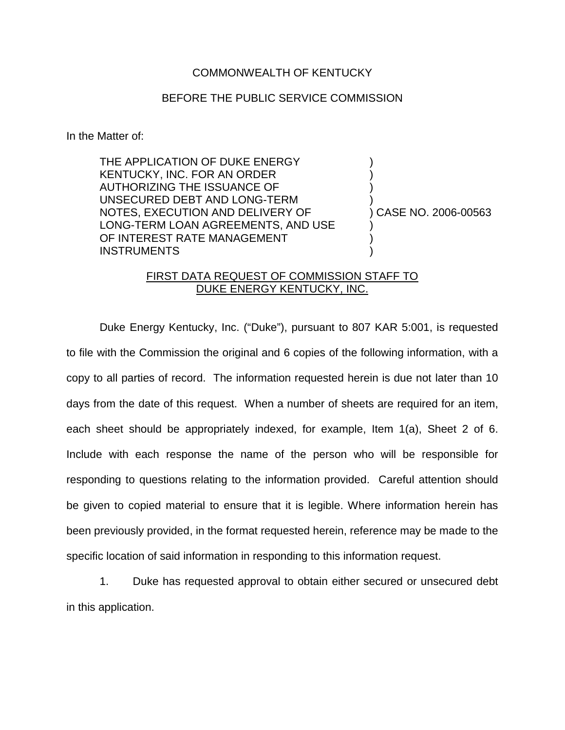COMMONWEALTH OF KENTUCKY

BEFORE THE PUBLIC SERVICE COMMISSION

In the Matter of:

| | |
|---|---|
| THE APPLICATION OF DUKE ENERGY KENTUCKY, INC. FOR AN ORDER AUTHORIZING THE ISSUANCE OF UNSECURED DEBT AND LONG-TERM NOTES, EXECUTION AND DELIVERY OF LONG-TERM LOAN AGREEMENTS, AND USE OF INTEREST RATE MANAGEMENT INSTRUMENTS | ) CASE NO. 2006-00563 |

FIRST DATA REQUEST OF COMMISSION STAFF TO DUKE ENERGY KENTUCKY, INC.

Duke Energy Kentucky, Inc. ("Duke"), pursuant to 807 KAR 5:001, is requested to file with the Commission the original and 6 copies of the following information, with a copy to all parties of record. The information requested herein is due not later than 10 days from the date of this request. When a number of sheets are required for an item, each sheet should be appropriately indexed, for example, Item 1(a), Sheet 2 of 6. Include with each response the name of the person who will be responsible for responding to questions relating to the information provided. Careful attention should be given to copied material to ensure that it is legible. Where information herein has been previously provided, in the format requested herein, reference may be made to the specific location of said information in responding to this information request.

1. Duke has requested approval to obtain either secured or unsecured debt in this application.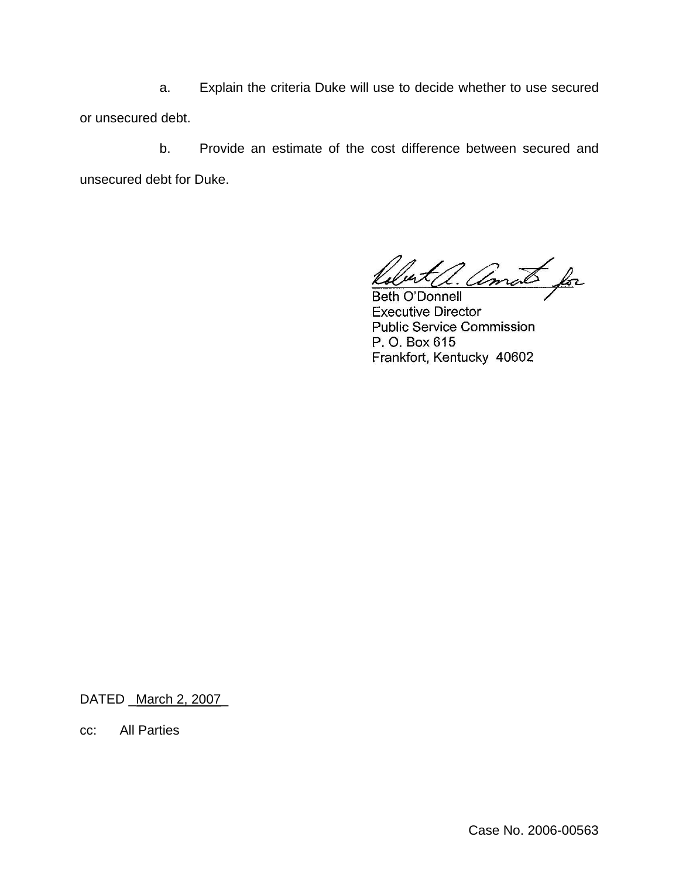a. Explain the criteria Duke will use to decide whether to use secured or unsecured debt.

b. Provide an estimate of the cost difference between secured and unsecured debt for Duke.

Robert A. Amato for
Beth O'Donnell
Executive Director
Public Service Commission
P. O. Box 615
Frankfort, Kentucky 40602

DATED March 2, 2007

cc: All Parties

Case No. 2006-00563